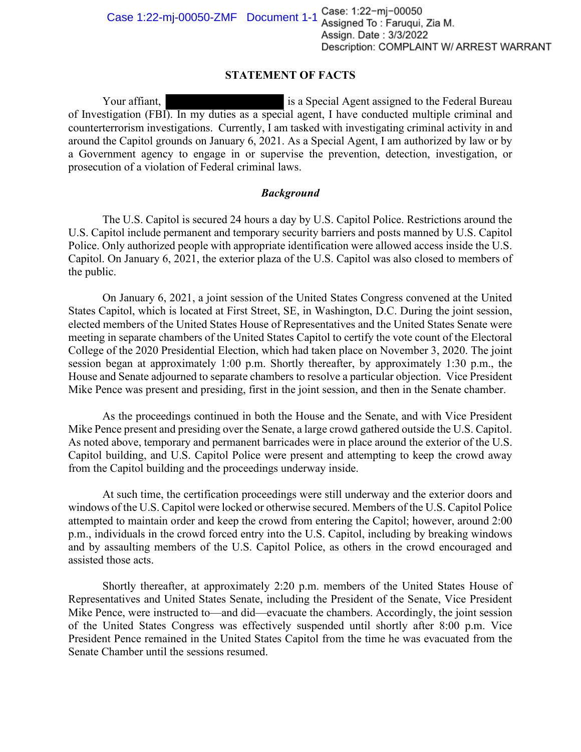## STATEMENT OF FACTS

Your affiant, [REDACTED] is a Special Agent assigned to the Federal Bureau of Investigation (FBI). In my duties as a special agent, I have conducted multiple criminal and counterterrorism investigations. Currently, I am tasked with investigating criminal activity in and around the Capitol grounds on January 6, 2021. As a Special Agent, I am authorized by law or by a Government agency to engage in or supervise the prevention, detection, investigation, or prosecution of a violation of Federal criminal laws.

### *Background*

The U.S. Capitol is secured 24 hours a day by U.S. Capitol Police. Restrictions around the U.S. Capitol include permanent and temporary security barriers and posts manned by U.S. Capitol Police. Only authorized people with appropriate identification were allowed access inside the U.S. Capitol. On January 6, 2021, the exterior plaza of the U.S. Capitol was also closed to members of the public.

On January 6, 2021, a joint session of the United States Congress convened at the United States Capitol, which is located at First Street, SE, in Washington, D.C. During the joint session, elected members of the United States House of Representatives and the United States Senate were meeting in separate chambers of the United States Capitol to certify the vote count of the Electoral College of the 2020 Presidential Election, which had taken place on November 3, 2020. The joint session began at approximately 1:00 p.m. Shortly thereafter, by approximately 1:30 p.m., the House and Senate adjourned to separate chambers to resolve a particular objection. Vice President Mike Pence was present and presiding, first in the joint session, and then in the Senate chamber.

As the proceedings continued in both the House and the Senate, and with Vice President Mike Pence present and presiding over the Senate, a large crowd gathered outside the U.S. Capitol. As noted above, temporary and permanent barricades were in place around the exterior of the U.S. Capitol building, and U.S. Capitol Police were present and attempting to keep the crowd away from the Capitol building and the proceedings underway inside.

At such time, the certification proceedings were still underway and the exterior doors and windows of the U.S. Capitol were locked or otherwise secured. Members of the U.S. Capitol Police attempted to maintain order and keep the crowd from entering the Capitol; however, around 2:00 p.m., individuals in the crowd forced entry into the U.S. Capitol, including by breaking windows and by assaulting members of the U.S. Capitol Police, as others in the crowd encouraged and assisted those acts.

Shortly thereafter, at approximately 2:20 p.m. members of the United States House of Representatives and United States Senate, including the President of the Senate, Vice President Mike Pence, were instructed to—and did—evacuate the chambers. Accordingly, the joint session of the United States Congress was effectively suspended until shortly after 8:00 p.m. Vice President Pence remained in the United States Capitol from the time he was evacuated from the Senate Chamber until the sessions resumed.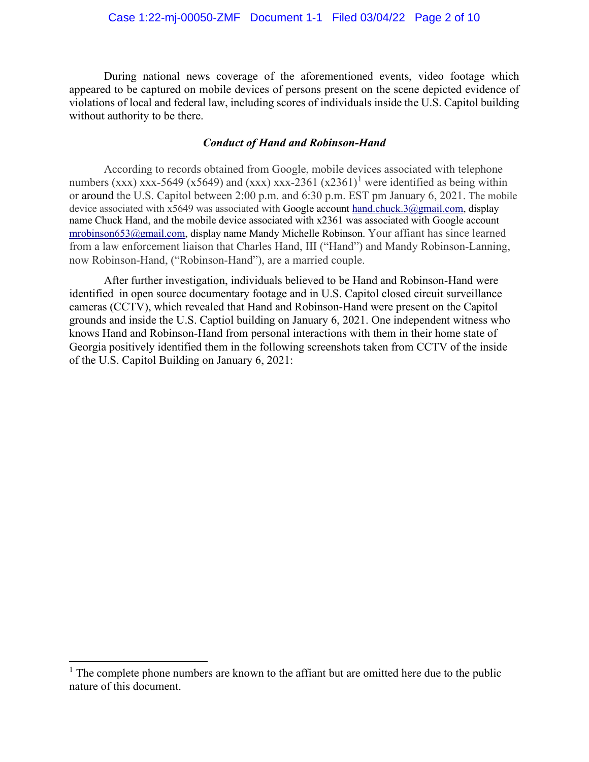During national news coverage of the aforementioned events, video footage which appeared to be captured on mobile devices of persons present on the scene depicted evidence of violations of local and federal law, including scores of individuals inside the U.S. Capitol building without authority to be there.

### *Conduct of Hand and Robinson-Hand*

According to records obtained from Google, mobile devices associated with telephone numbers (xxx) xxx-5649 (x5649) and (xxx) xxx-2361 (x2361)[1] were identified as being within or around the U.S. Capitol between 2:00 p.m. and 6:30 p.m. EST pm January 6, 2021. The mobile device associated with x5649 was associated with Google account hand.chuck.3@gmail.com, display name Chuck Hand, and the mobile device associated with x2361 was associated with Google account mrobinson653@gmail.com, display name Mandy Michelle Robinson. Your affiant has since learned from a law enforcement liaison that Charles Hand, III ("Hand") and Mandy Robinson-Lanning, now Robinson-Hand, ("Robinson-Hand"), are a married couple.

After further investigation, individuals believed to be Hand and Robinson-Hand were identified in open source documentary footage and in U.S. Capitol closed circuit surveillance cameras (CCTV), which revealed that Hand and Robinson-Hand were present on the Capitol grounds and inside the U.S. Captiol building on January 6, 2021. One independent witness who knows Hand and Robinson-Hand from personal interactions with them in their home state of Georgia positively identified them in the following screenshots taken from CCTV of the inside of the U.S. Capitol Building on January 6, 2021:

[1] The complete phone numbers are known to the affiant but are omitted here due to the public nature of this document.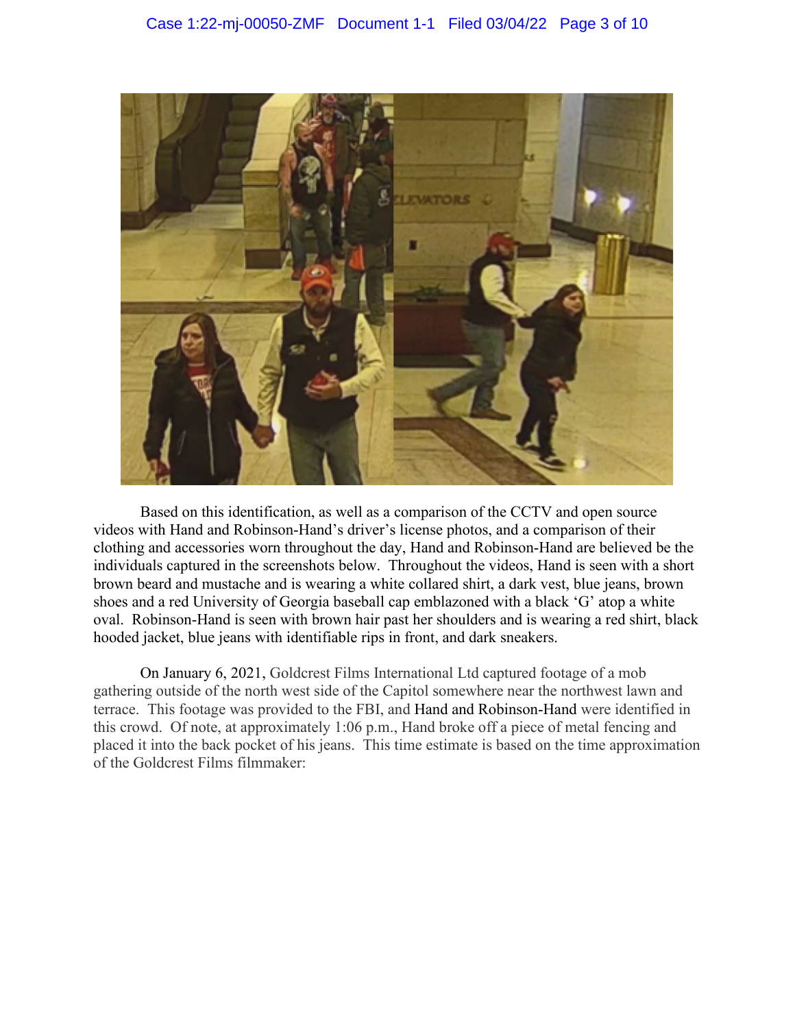Based on this identification, as well as a comparison of the CCTV and open source videos with Hand and Robinson-Hand's driver's license photos, and a comparison of their clothing and accessories worn throughout the day, Hand and Robinson-Hand are believed be the individuals captured in the screenshots below. Throughout the videos, Hand is seen with a short brown beard and mustache and is wearing a white collared shirt, a dark vest, blue jeans, brown shoes and a red University of Georgia baseball cap emblazoned with a black 'G' atop a white oval. Robinson-Hand is seen with brown hair past her shoulders and is wearing a red shirt, black hooded jacket, blue jeans with identifiable rips in front, and dark sneakers.

On January 6, 2021, Goldcrest Films International Ltd captured footage of a mob gathering outside of the north west side of the Capitol somewhere near the northwest lawn and terrace. This footage was provided to the FBI, and Hand and Robinson-Hand were identified in this crowd. Of note, at approximately 1:06 p.m., Hand broke off a piece of metal fencing and placed it into the back pocket of his jeans. This time estimate is based on the time approximation of the Goldcrest Films filmmaker: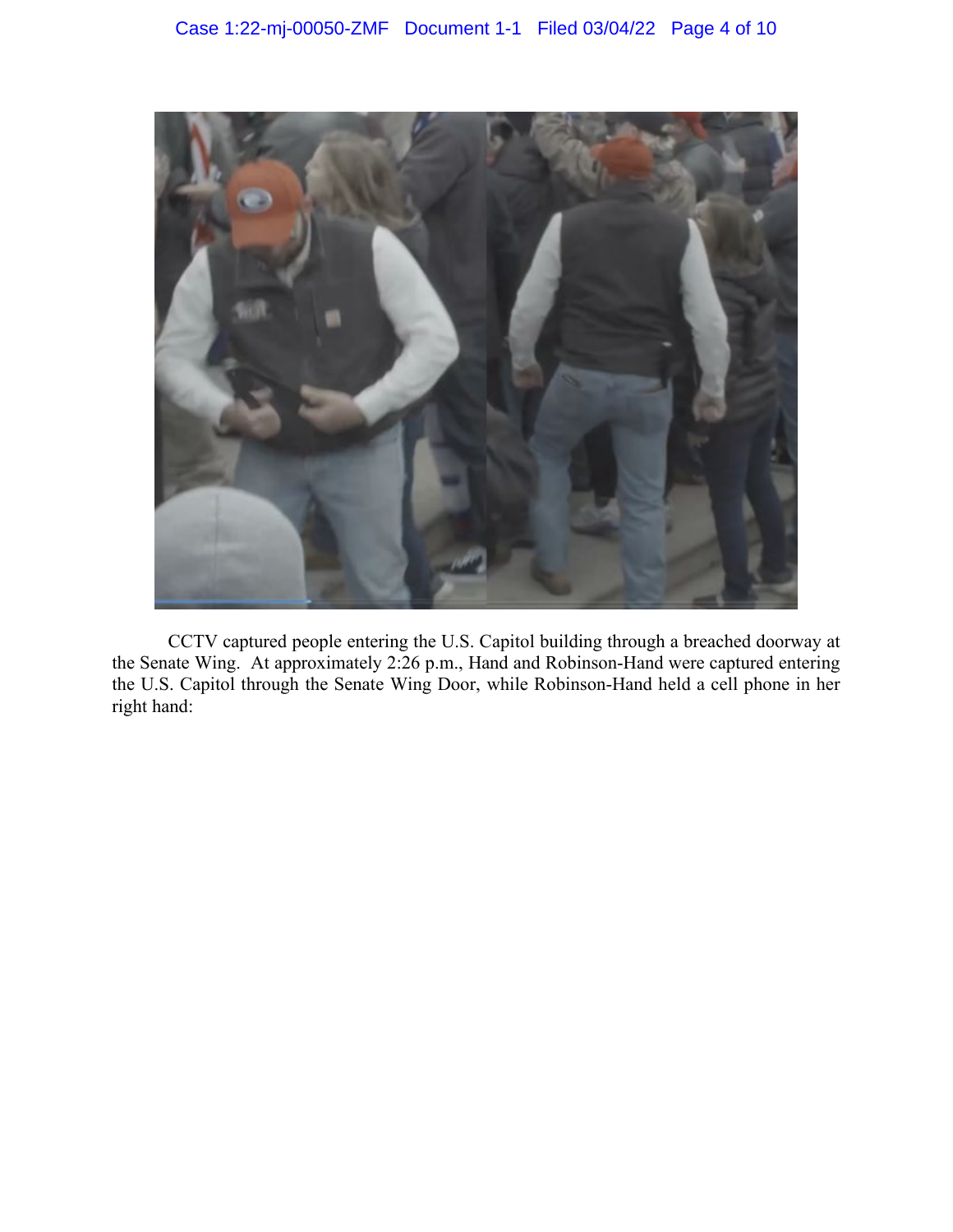CCTV captured people entering the U.S. Capitol building through a breached doorway at the Senate Wing. At approximately 2:26 p.m., Hand and Robinson-Hand were captured entering the U.S. Capitol through the Senate Wing Door, while Robinson-Hand held a cell phone in her right hand: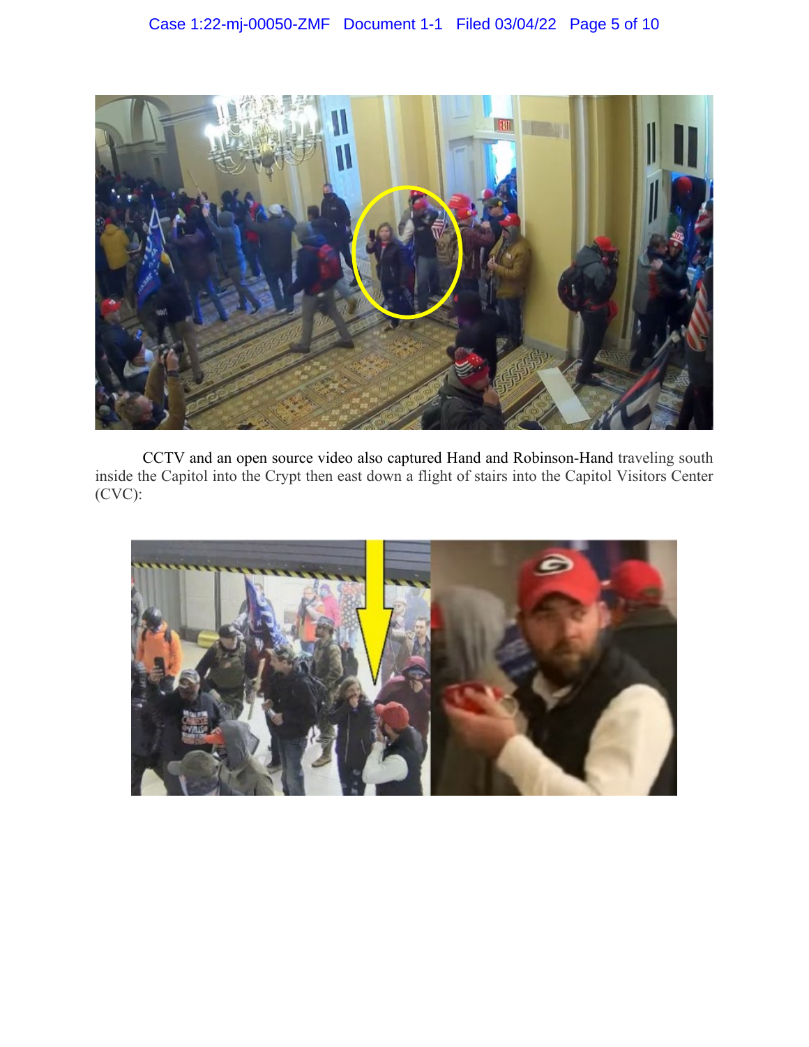CCTV and an open source video also captured Hand and Robinson-Hand traveling south inside the Capitol into the Crypt then east down a flight of stairs into the Capitol Visitors Center (CVC):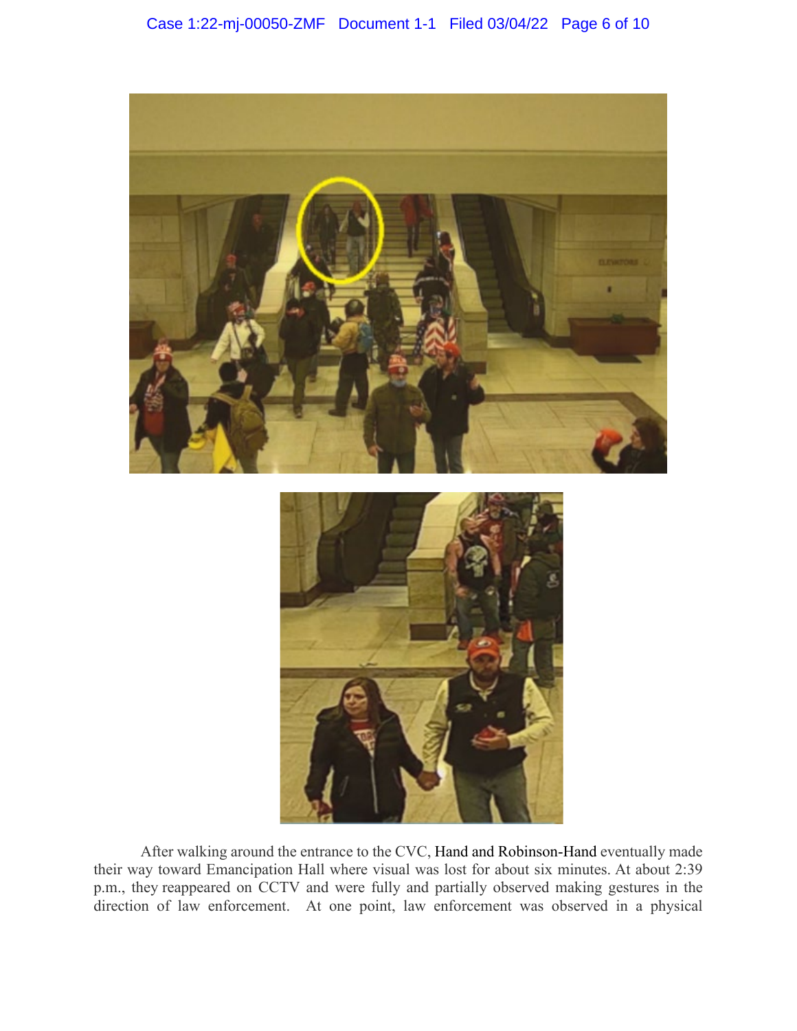After walking around the entrance to the CVC, Hand and Robinson-Hand eventually made their way toward Emancipation Hall where visual was lost for about six minutes. At about 2:39 p.m., they reappeared on CCTV and were fully and partially observed making gestures in the direction of law enforcement. At one point, law enforcement was observed in a physical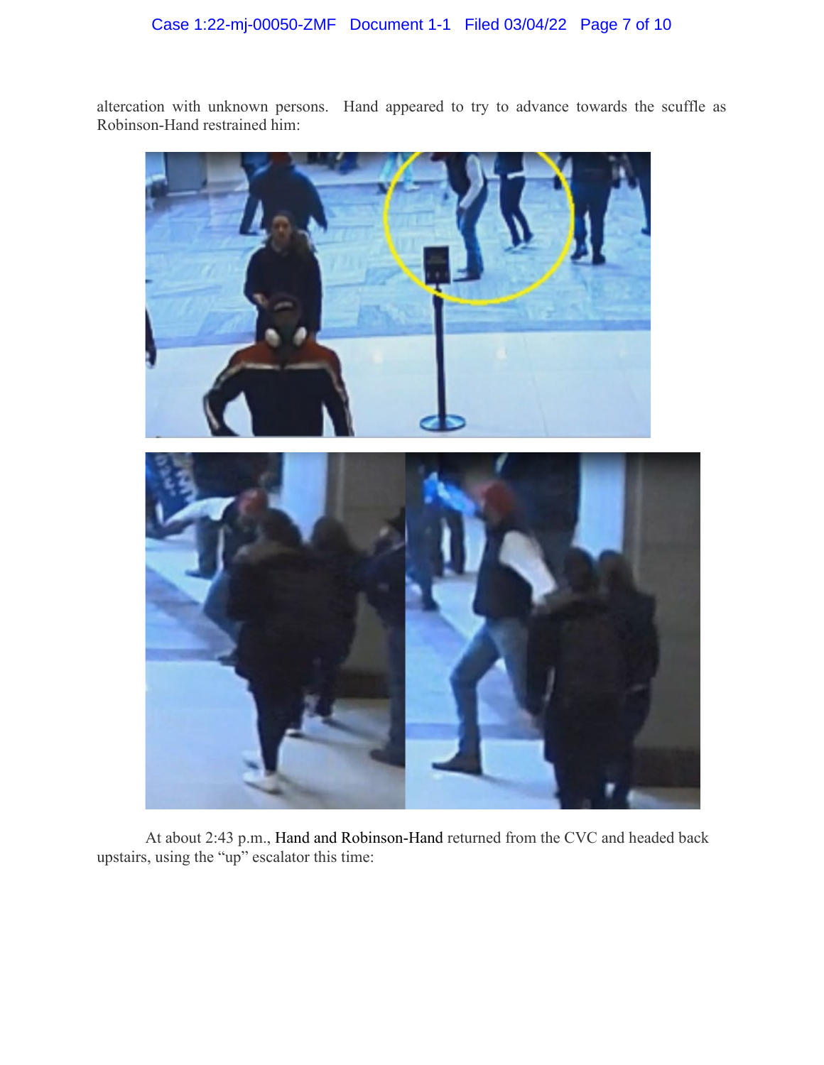altercation with unknown persons. Hand appeared to try to advance towards the scuffle as Robinson-Hand restrained him:

At about 2:43 p.m., Hand and Robinson-Hand returned from the CVC and headed back upstairs, using the "up" escalator this time: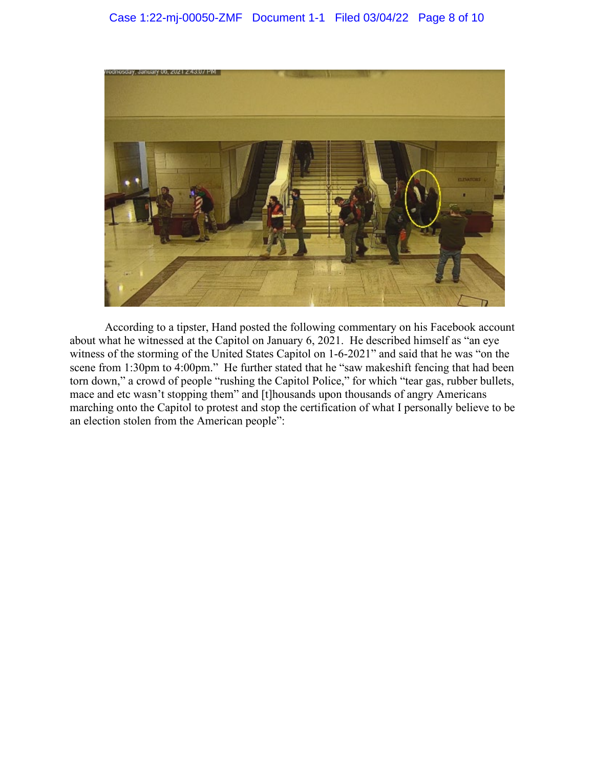According to a tipster, Hand posted the following commentary on his Facebook account about what he witnessed at the Capitol on January 6, 2021. He described himself as "an eye witness of the storming of the United States Capitol on 1-6-2021" and said that he was "on the scene from 1:30pm to 4:00pm." He further stated that he "saw makeshift fencing that had been torn down," a crowd of people "rushing the Capitol Police," for which "tear gas, rubber bullets, mace and etc wasn't stopping them" and [t]housands upon thousands of angry Americans marching onto the Capitol to protest and stop the certification of what I personally believe to be an election stolen from the American people":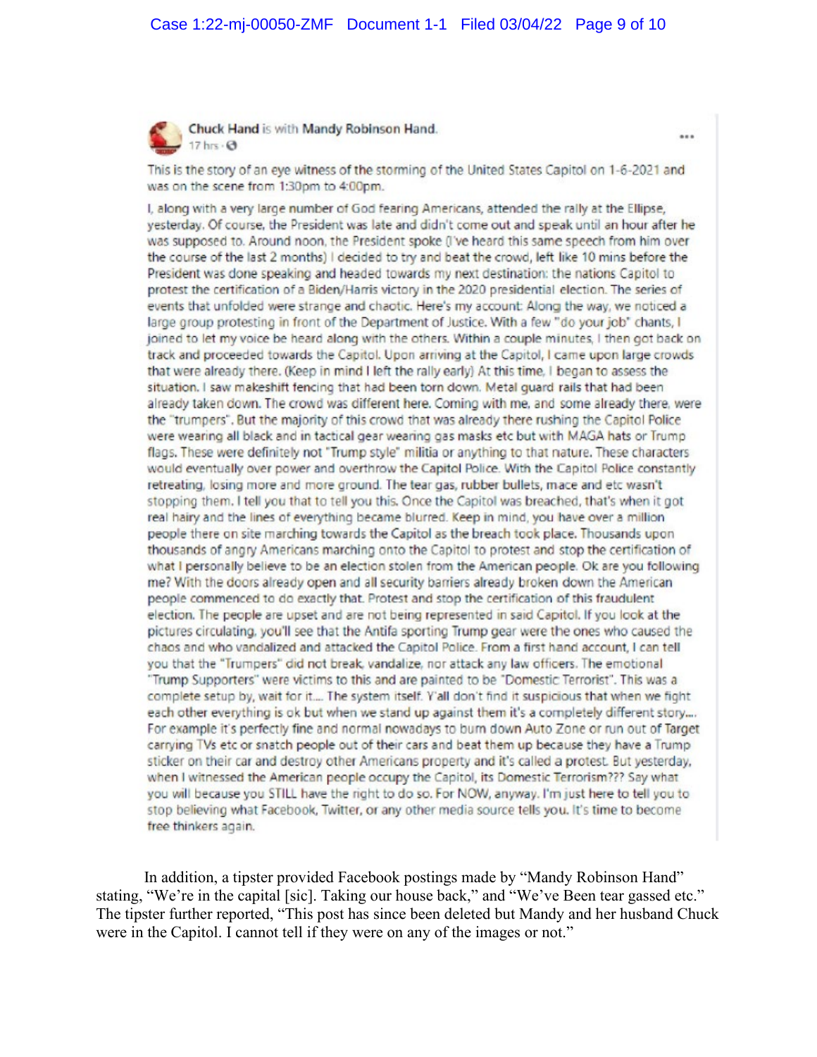**Chuck Hand** is with **Mandy Robinson Hand**.
17 hrs ·

This is the story of an eye witness of the storming of the United States Capitol on 1-6-2021 and was on the scene from 1:30pm to 4:00pm.

I, along with a very large number of God fearing Americans, attended the rally at the Ellipse, yesterday. Of course, the President was late and didn't come out and speak until an hour after he was supposed to. Around noon, the President spoke (I've heard this same speech from him over the course of the last 2 months) I decided to try and beat the crowd, left like 10 mins before the President was done speaking and headed towards my next destination: the nations Capitol to protest the certification of a Biden/Harris victory in the 2020 presidential election. The series of events that unfolded were strange and chaotic. Here's my account: Along the way, we noticed a large group protesting in front of the Department of Justice. With a few "do your job" chants, I joined to let my voice be heard along with the others. Within a couple minutes, I then got back on track and proceeded towards the Capitol. Upon arriving at the Capitol, I came upon large crowds that were already there. (Keep in mind I left the rally early) At this time, I began to assess the situation. I saw makeshift fencing that had been torn down. Metal guard rails that had been already taken down. The crowd was different here. Coming with me, and some already there, were the "trumpers". But the majority of this crowd that was already there rushing the Capitol Police were wearing all black and in tactical gear wearing gas masks etc but with MAGA hats or Trump flags. These were definitely not "Trump style" militia or anything to that nature. These characters would eventually over power and overthrow the Capitol Police. With the Capitol Police constantly retreating, losing more and more ground. The tear gas, rubber bullets, mace and etc wasn't stopping them. I tell you that to tell you this. Once the Capitol was breached, that's when it got real hairy and the lines of everything became blurred. Keep in mind, you have over a million people there on site marching towards the Capitol as the breach took place. Thousands upon thousands of angry Americans marching onto the Capitol to protest and stop the certification of what I personally believe to be an election stolen from the American people. Ok are you following me? With the doors already open and all security barriers already broken down the American people commenced to do exactly that. Protest and stop the certification of this fraudulent election. The people are upset and are not being represented in said Capitol. If you look at the pictures circulating, you'll see that the Antifa sporting Trump gear were the ones who caused the chaos and who vandalized and attacked the Capitol Police. From a first hand account, I can tell you that the "Trumpers" did not break, vandalize, nor attack any law officers. The emotional "Trump Supporters" were victims to this and are painted to be "Domestic Terrorist". This was a complete setup by, wait for it.... The system itself. Y'all don't find it suspicious that when we fight each other everything is ok but when we stand up against them it's a completely different story.... For example it's perfectly fine and normal nowadays to burn down Auto Zone or run out of Target carrying TVs etc or snatch people out of their cars and beat them up because they have a Trump sticker on their car and destroy other Americans property and it's called a protest. But yesterday, when I witnessed the American people occupy the Capitol, its Domestic Terrorism??? Say what you will because you STILL have the right to do so. For NOW, anyway. I'm just here to tell you to stop believing what Facebook, Twitter, or any other media source tells you. It's time to become free thinkers again.

In addition, a tipster provided Facebook postings made by "Mandy Robinson Hand" stating, "We're in the capital [sic]. Taking our house back," and "We've Been tear gassed etc." The tipster further reported, "This post has since been deleted but Mandy and her husband Chuck were in the Capitol. I cannot tell if they were on any of the images or not."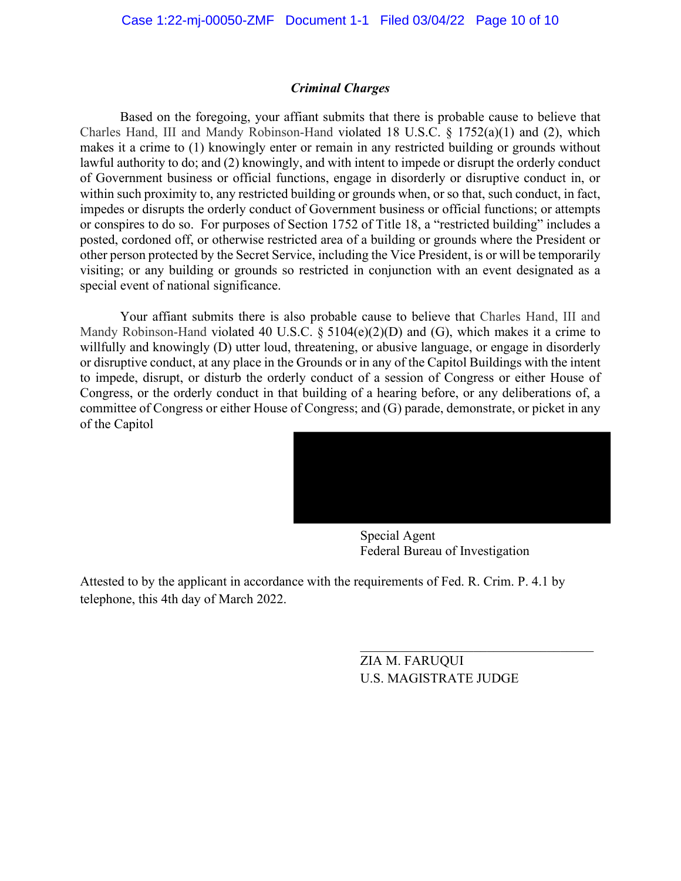### *Criminal Charges*

Based on the foregoing, your affiant submits that there is probable cause to believe that Charles Hand, III and Mandy Robinson-Hand violated 18 U.S.C. § 1752(a)(1) and (2), which makes it a crime to (1) knowingly enter or remain in any restricted building or grounds without lawful authority to do; and (2) knowingly, and with intent to impede or disrupt the orderly conduct of Government business or official functions, engage in disorderly or disruptive conduct in, or within such proximity to, any restricted building or grounds when, or so that, such conduct, in fact, impedes or disrupts the orderly conduct of Government business or official functions; or attempts or conspires to do so. For purposes of Section 1752 of Title 18, a "restricted building" includes a posted, cordoned off, or otherwise restricted area of a building or grounds where the President or other person protected by the Secret Service, including the Vice President, is or will be temporarily visiting; or any building or grounds so restricted in conjunction with an event designated as a special event of national significance.

Your affiant submits there is also probable cause to believe that Charles Hand, III and Mandy Robinson-Hand violated 40 U.S.C. § 5104(e)(2)(D) and (G), which makes it a crime to willfully and knowingly (D) utter loud, threatening, or abusive language, or engage in disorderly or disruptive conduct, at any place in the Grounds or in any of the Capitol Buildings with the intent to impede, disrupt, or disturb the orderly conduct of a session of Congress or either House of Congress, or the orderly conduct in that building of a hearing before, or any deliberations of, a committee of Congress or either House of Congress; and (G) parade, demonstrate, or picket in any of the Capitol

Special Agent
Federal Bureau of Investigation

Attested to by the applicant in accordance with the requirements of Fed. R. Crim. P. 4.1 by telephone, this 4th day of March 2022.

___________________________________

ZIA M. FARUQUI
U.S. MAGISTRATE JUDGE